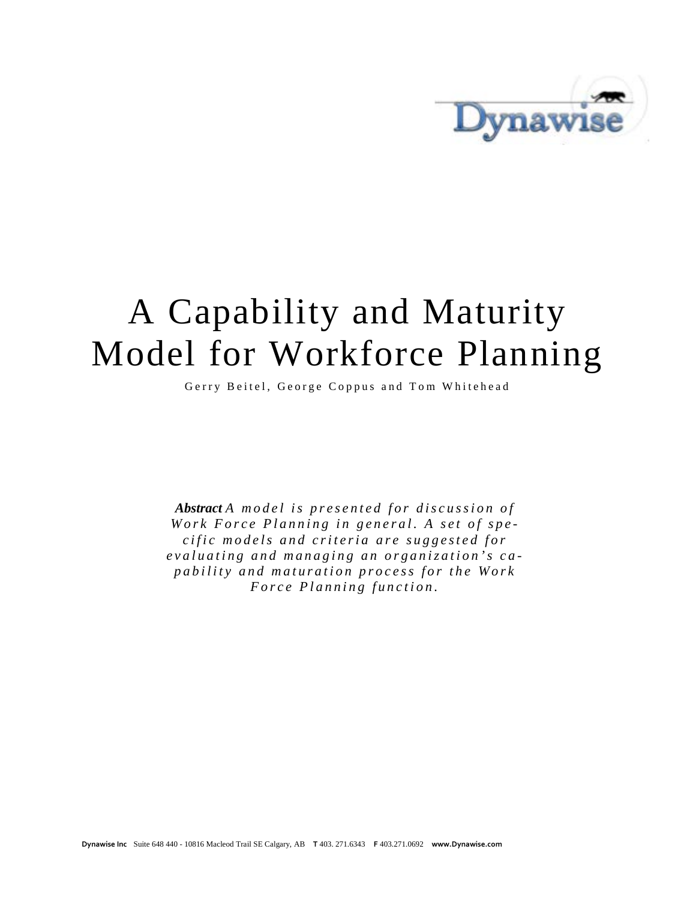Dynawise

# A Capability and Maturity Model for Workforce Planning

Gerry Beitel, George Coppus and Tom Whitehead

***Abstract*** *A model is presented for discussion of Work Force Planning in general. A set of specific models and criteria are suggested for evaluating and managing an organization's capability and maturation process for the Work Force Planning function.*

**Dynawise Inc** Suite 648 440 - 10816 Macleod Trail SE Calgary, AB **T** 403. 271.6343 **F** 403.271.0692 **www.Dynawise.com**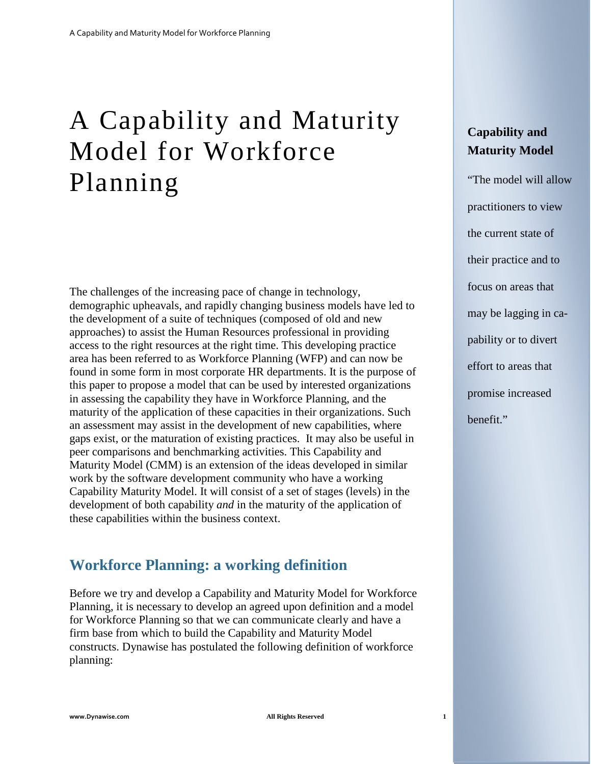# A Capability and Maturity Model for Workforce Planning

**Capability and Maturity Model**

"The model will allow practitioners to view the current state of their practice and to focus on areas that may be lagging in capability or to divert effort to areas that promise increased benefit."

The challenges of the increasing pace of change in technology, demographic upheavals, and rapidly changing business models have led to the development of a suite of techniques (composed of old and new approaches) to assist the Human Resources professional in providing access to the right resources at the right time. This developing practice area has been referred to as Workforce Planning (WFP) and can now be found in some form in most corporate HR departments. It is the purpose of this paper to propose a model that can be used by interested organizations in assessing the capability they have in Workforce Planning, and the maturity of the application of these capacities in their organizations. Such an assessment may assist in the development of new capabilities, where gaps exist, or the maturation of existing practices. It may also be useful in peer comparisons and benchmarking activities. This Capability and Maturity Model (CMM) is an extension of the ideas developed in similar work by the software development community who have a working Capability Maturity Model. It will consist of a set of stages (levels) in the development of both capability *and* in the maturity of the application of these capabilities within the business context.

## Workforce Planning: a working definition

Before we try and develop a Capability and Maturity Model for Workforce Planning, it is necessary to develop an agreed upon definition and a model for Workforce Planning so that we can communicate clearly and have a firm base from which to build the Capability and Maturity Model constructs. Dynawise has postulated the following definition of workforce planning: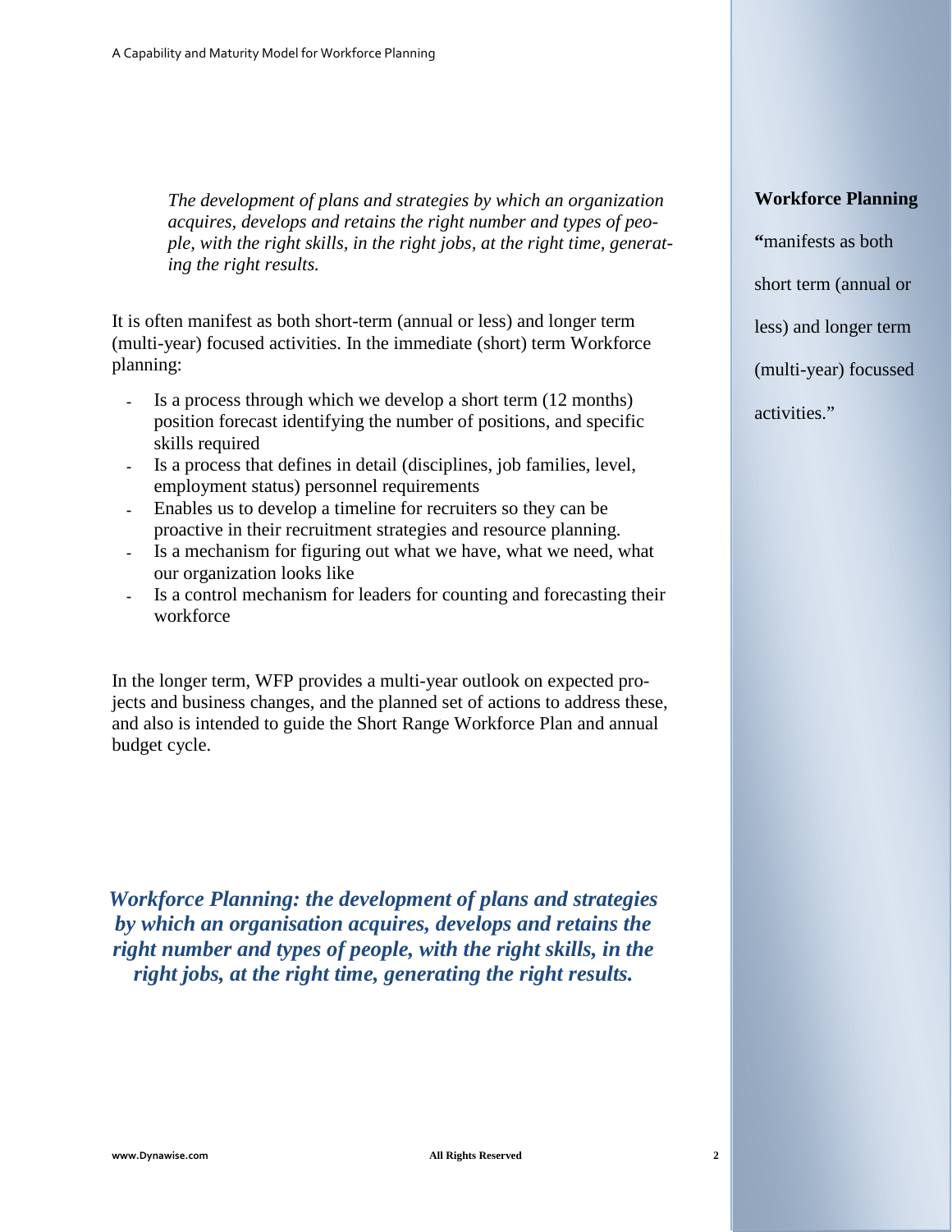> *The development of plans and strategies by which an organization acquires, develops and retains the right number and types of people, with the right skills, in the right jobs, at the right time, generating the right results.*

It is often manifest as both short-term (annual or less) and longer term (multi-year) focused activities. In the immediate (short) term Workforce planning:

- Is a process through which we develop a short term (12 months) position forecast identifying the number of positions, and specific skills required
- Is a process that defines in detail (disciplines, job families, level, employment status) personnel requirements
- Enables us to develop a timeline for recruiters so they can be proactive in their recruitment strategies and resource planning.
- Is a mechanism for figuring out what we have, what we need, what our organization looks like
- Is a control mechanism for leaders for counting and forecasting their workforce

In the longer term, WFP provides a multi-year outlook on expected projects and business changes, and the planned set of actions to address these, and also is intended to guide the Short Range Workforce Plan and annual budget cycle.

***Workforce Planning: the development of plans and strategies by which an organisation acquires, develops and retains the right number and types of people, with the right skills, in the right jobs, at the right time, generating the right results.***

**Workforce Planning**

**"**manifests as both short term (annual or less) and longer term (multi-year) focussed activities."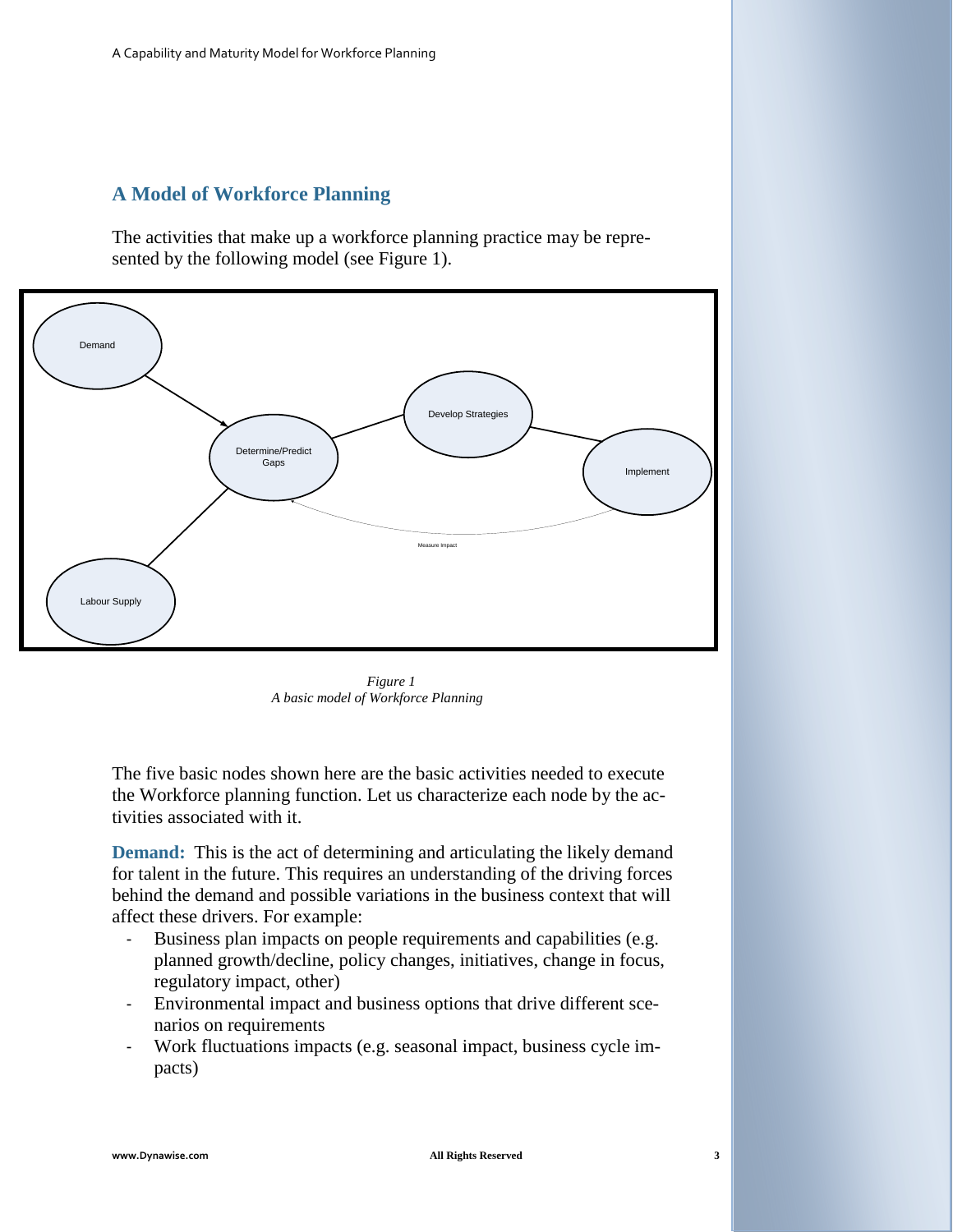## A Model of Workforce Planning

The activities that make up a workforce planning practice may be represented by the following model (see Figure 1).

*Figure 1*
*A basic model of Workforce Planning*

The five basic nodes shown here are the basic activities needed to execute the Workforce planning function. Let us characterize each node by the activities associated with it.

**Demand:** This is the act of determining and articulating the likely demand for talent in the future. This requires an understanding of the driving forces behind the demand and possible variations in the business context that will affect these drivers. For example:

- Business plan impacts on people requirements and capabilities (e.g. planned growth/decline, policy changes, initiatives, change in focus, regulatory impact, other)
- Environmental impact and business options that drive different scenarios on requirements
- Work fluctuations impacts (e.g. seasonal impact, business cycle impacts)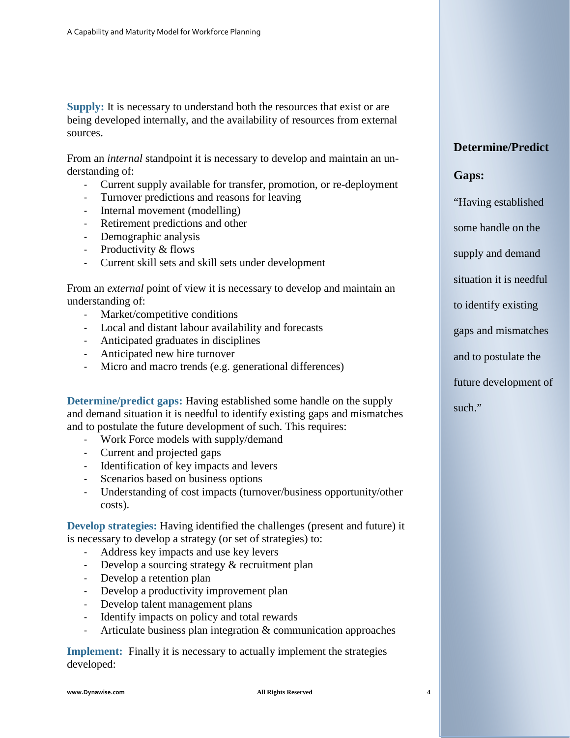**Supply:** It is necessary to understand both the resources that exist or are being developed internally, and the availability of resources from external sources.

From an *internal* standpoint it is necessary to develop and maintain an understanding of:

- Current supply available for transfer, promotion, or re-deployment
- Turnover predictions and reasons for leaving
- Internal movement (modelling)
- Retirement predictions and other
- Demographic analysis
- Productivity & flows
- Current skill sets and skill sets under development

From an *external* point of view it is necessary to develop and maintain an understanding of:

- Market/competitive conditions
- Local and distant labour availability and forecasts
- Anticipated graduates in disciplines
- Anticipated new hire turnover
- Micro and macro trends (e.g. generational differences)

**Determine/predict gaps:** Having established some handle on the supply and demand situation it is needful to identify existing gaps and mismatches and to postulate the future development of such. This requires:

- Work Force models with supply/demand
- Current and projected gaps
- Identification of key impacts and levers
- Scenarios based on business options
- Understanding of cost impacts (turnover/business opportunity/other costs).

**Develop strategies:** Having identified the challenges (present and future) it is necessary to develop a strategy (or set of strategies) to:

- Address key impacts and use key levers
- Develop a sourcing strategy & recruitment plan
- Develop a retention plan
- Develop a productivity improvement plan
- Develop talent management plans
- Identify impacts on policy and total rewards
- Articulate business plan integration & communication approaches

**Implement:** Finally it is necessary to actually implement the strategies developed:

**Determine/Predict Gaps:**

"Having established some handle on the supply and demand situation it is needful to identify existing gaps and mismatches and to postulate the future development of such."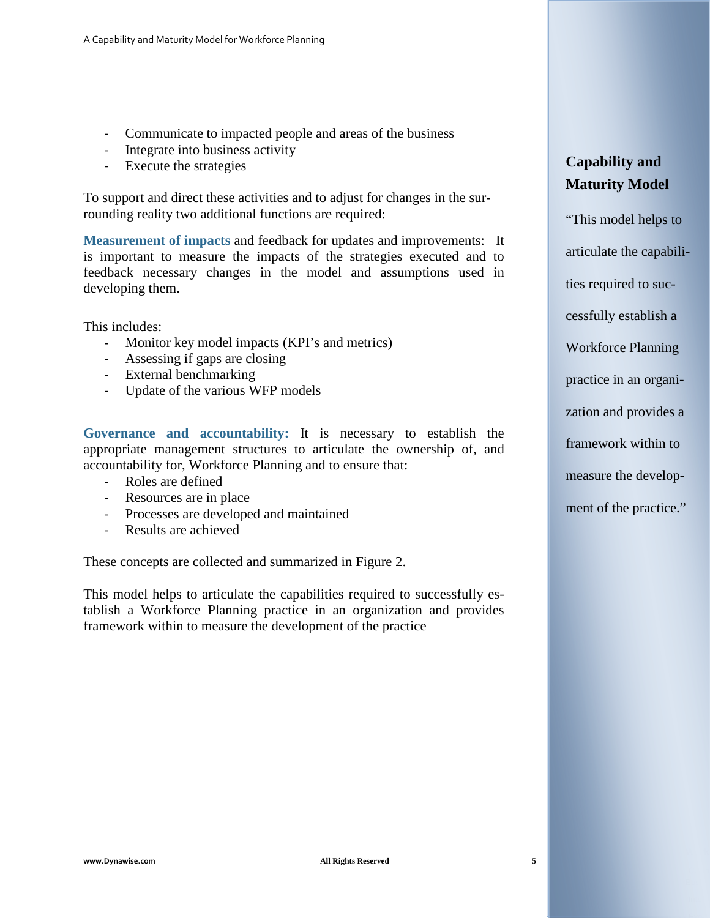- Communicate to impacted people and areas of the business
- Integrate into business activity
- Execute the strategies

To support and direct these activities and to adjust for changes in the surrounding reality two additional functions are required:

**Measurement of impacts** and feedback for updates and improvements: It is important to measure the impacts of the strategies executed and to feedback necessary changes in the model and assumptions used in developing them.

This includes:

- Monitor key model impacts (KPI's and metrics)
- Assessing if gaps are closing
- External benchmarking
- Update of the various WFP models

**Governance and accountability:** It is necessary to establish the appropriate management structures to articulate the ownership of, and accountability for, Workforce Planning and to ensure that:

- Roles are defined
- Resources are in place
- Processes are developed and maintained
- Results are achieved

These concepts are collected and summarized in Figure 2.

This model helps to articulate the capabilities required to successfully establish a Workforce Planning practice in an organization and provides framework within to measure the development of the practice

**Capability and Maturity Model**

"This model helps to articulate the capabilities required to successfully establish a Workforce Planning practice in an organization and provides a framework within to measure the development of the practice."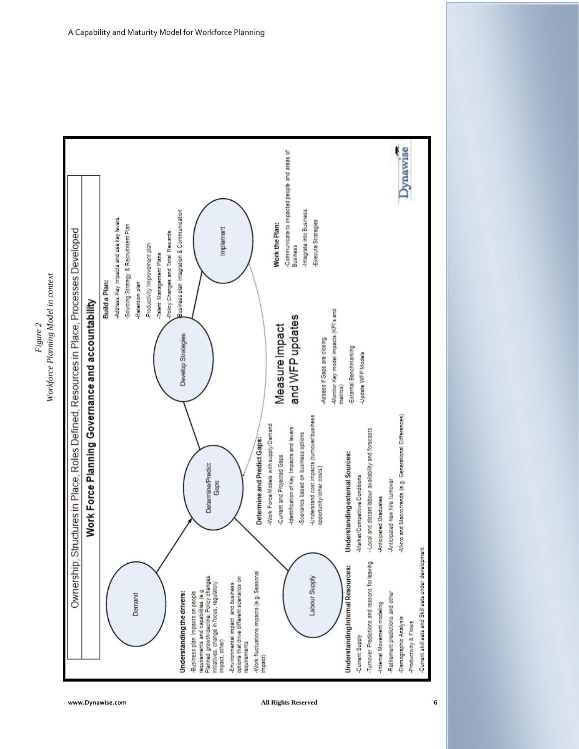*Figure 2*
*Workforce Planning Model in context*

Ownership, Structures in Place, Roles Defined, Resources in Place, Processes Developed

**Work Force Planning Governance and accountability**

Demand

Labour Supply

Determine/Predict Gaps

Develop Strategies

Implement

**Understanding the drivers:**
- Business plan impacts on people requirements and capabilities (e.g. Planned growth/decline, Policy changes, initiatives, change in focus, regulatory impact, other)
- Environmental impact and business options that drive different scenarios on requirements
- Work fluctuations impacts (e.g. Seasonal impact)

**Understanding Internal Resources:**
- Current Supply
- Turnover Predictions and reasons for leaving
- Internal Movement modeling
- Retirement predictions and other
- Demographic Analysis
- Productivity & Flows
- Current skill sets and Skill sets under development

**Understanding external Sources:**
- Market/Competitive Conditions
- Local and distant labour availability and forecasts
- Anticipated Graduates
- Anticipated new hire turnover
- Micro and Macro trends (e.g. Generational Differences)

**Determine and Predict Gaps:**
- Work Force Models with supply/Demand
- Current and Projected Gaps
- Identification of Key Impacts and levers
- Scenarios based on business options
- Understand cost impacts (turnover/business opportunity/other costs)

**Build a Plan:**
- Address Key impacts and use key levers
- Sourcing Strategy & Recruitment Plan
- Retention plan
- Productivity Improvement plan
- Talent Management Plans
- Policy Changes and Total Rewards
- Business plan integration & Communication

**Measure Impact and WFP updates**
- Assess if Gaps are closing
- Monitor Key model impacts (KPI's and metrics)
- External Benchmarking
- Update WFP Models

**Work the Plan:**
- Communicate to impacted people and areas of Business
- Integrate into Business
- Execute Strategies

Dynawise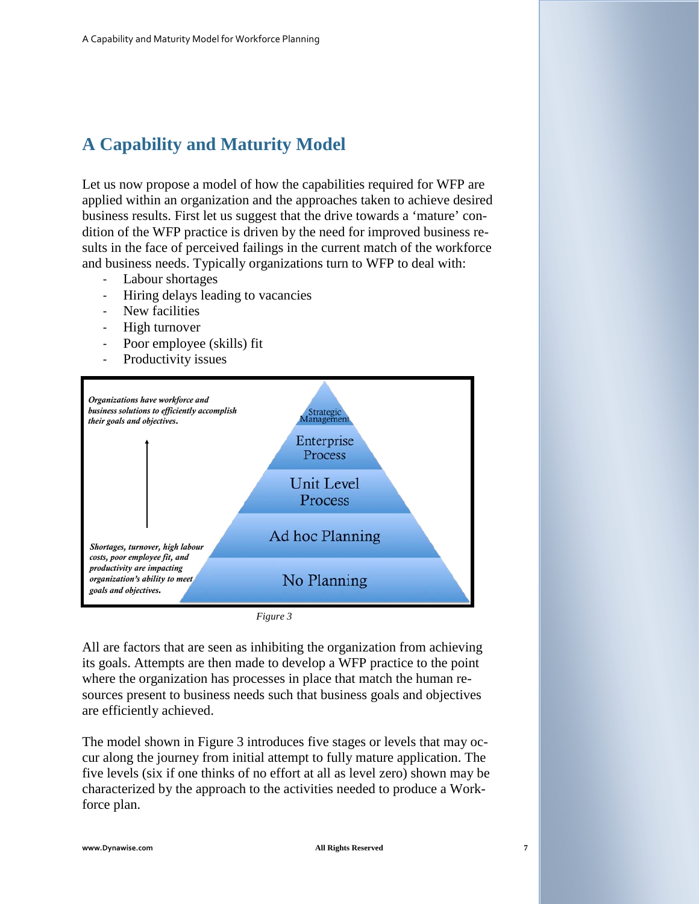## A Capability and Maturity Model

Let us now propose a model of how the capabilities required for WFP are applied within an organization and the approaches taken to achieve desired business results. First let us suggest that the drive towards a 'mature' condition of the WFP practice is driven by the need for improved business results in the face of perceived failings in the current match of the workforce and business needs. Typically organizations turn to WFP to deal with:

- Labour shortages
- Hiring delays leading to vacancies
- New facilities
- High turnover
- Poor employee (skills) fit
- Productivity issues

*Organizations have workforce and business solutions to efficiently accomplish their goals and objectives.*

Strategic Management

Enterprise Process

Unit Level Process

Ad hoc Planning

No Planning

*Shortages, turnover, high labour costs, poor employee fit, and productivity are impacting organization's ability to meet goals and objectives.*

*Figure 3*

All are factors that are seen as inhibiting the organization from achieving its goals. Attempts are then made to develop a WFP practice to the point where the organization has processes in place that match the human resources present to business needs such that business goals and objectives are efficiently achieved.

The model shown in Figure 3 introduces five stages or levels that may occur along the journey from initial attempt to fully mature application. The five levels (six if one thinks of no effort at all as level zero) shown may be characterized by the approach to the activities needed to produce a Workforce plan.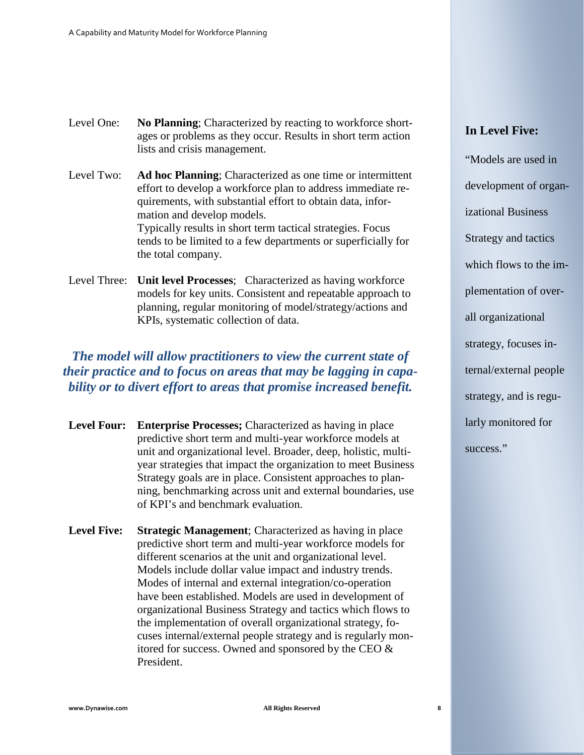Level One: **No Planning**; Characterized by reacting to workforce shortages or problems as they occur. Results in short term action lists and crisis management.

Level Two: **Ad hoc Planning**; Characterized as one time or intermittent effort to develop a workforce plan to address immediate requirements, with substantial effort to obtain data, information and develop models.
Typically results in short term tactical strategies. Focus tends to be limited to a few departments or superficially for the total company.

Level Three: **Unit level Processes**; Characterized as having workforce models for key units. Consistent and repeatable approach to planning, regular monitoring of model/strategy/actions and KPIs, systematic collection of data.

***The model will allow practitioners to view the current state of their practice and to focus on areas that may be lagging in capability or to divert effort to areas that promise increased benefit.***

**Level Four:** **Enterprise Processes;** Characterized as having in place predictive short term and multi-year workforce models at unit and organizational level. Broader, deep, holistic, multi-year strategies that impact the organization to meet Business Strategy goals are in place. Consistent approaches to planning, benchmarking across unit and external boundaries, use of KPI's and benchmark evaluation.

**Level Five:** **Strategic Management**; Characterized as having in place predictive short term and multi-year workforce models for different scenarios at the unit and organizational level. Models include dollar value impact and industry trends. Modes of internal and external integration/co-operation have been established. Models are used in development of organizational Business Strategy and tactics which flows to the implementation of overall organizational strategy, focuses internal/external people strategy and is regularly monitored for success. Owned and sponsored by the CEO & President.

**In Level Five:**

"Models are used in development of organizational Business Strategy and tactics which flows to the implementation of overall organizational strategy, focuses internal/external people strategy, and is regularly monitored for success."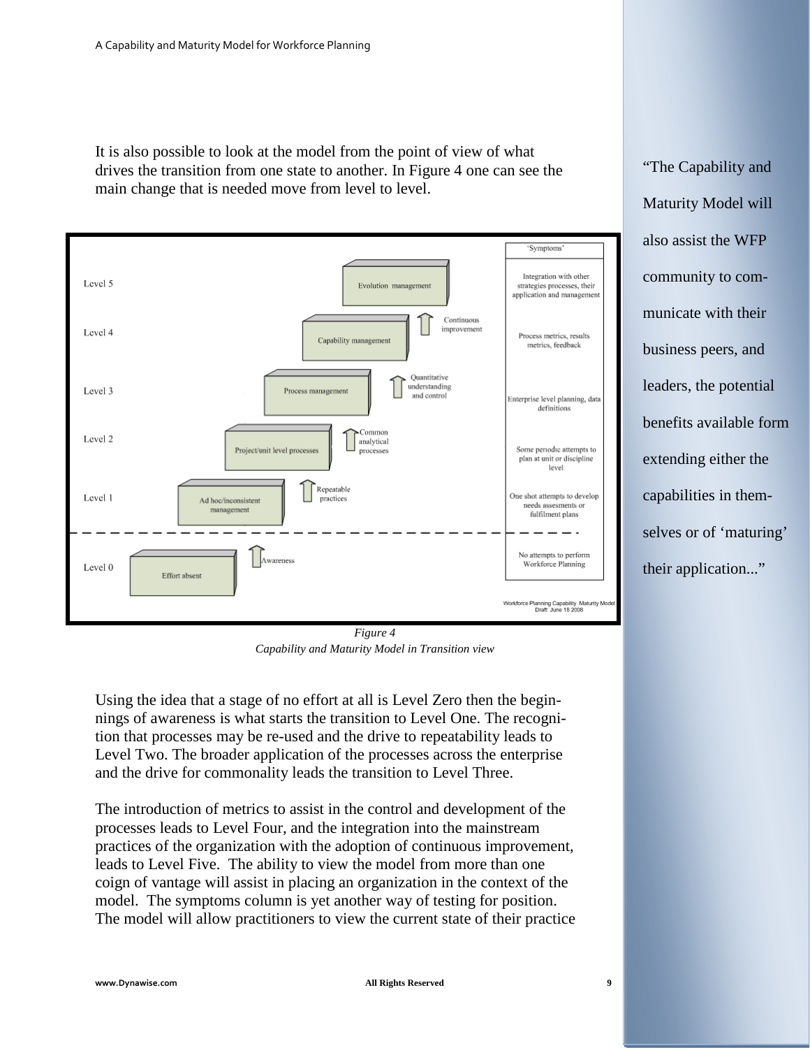It is also possible to look at the model from the point of view of what drives the transition from one state to another. In Figure 4 one can see the main change that is needed move from level to level.

> "The Capability and Maturity Model will also assist the WFP community to communicate with their business peers, and leaders, the potential benefits available form extending either the capabilities in themselves or of 'maturing' their application..."

| Level | Stage | Transition driver | 'Symptoms' |
| --- | --- | --- | --- |
| Level 5 | Evolution management | | Integration with other strategies processes, their application and management |
| Level 4 | Capability management | Continuous improvement | Process metrics, results metrics, feedback |
| Level 3 | Process management | Quantitative understanding and control | Enterprise level planning, data definitions |
| Level 2 | Project/unit level processes | Common analytical processes | Some periodic attempts to plan at unit or discipline level |
| Level 1 | Ad hoc/inconsistent management | Repeatable practices | One shot attempts to develop needs assesments or fulfilment plans |
| Level 0 | Effort absent | Awareness | No attempts to perform Workforce Planning |

Workforce Planning Capability Maturity Model Draft: June 18 2008

*Figure 4*
*Capability and Maturity Model in Transition view*

Using the idea that a stage of no effort at all is Level Zero then the beginnings of awareness is what starts the transition to Level One. The recognition that processes may be re-used and the drive to repeatability leads to Level Two. The broader application of the processes across the enterprise and the drive for commonality leads the transition to Level Three.

The introduction of metrics to assist in the control and development of the processes leads to Level Four, and the integration into the mainstream practices of the organization with the adoption of continuous improvement, leads to Level Five. The ability to view the model from more than one coign of vantage will assist in placing an organization in the context of the model. The symptoms column is yet another way of testing for position. The model will allow practitioners to view the current state of their practice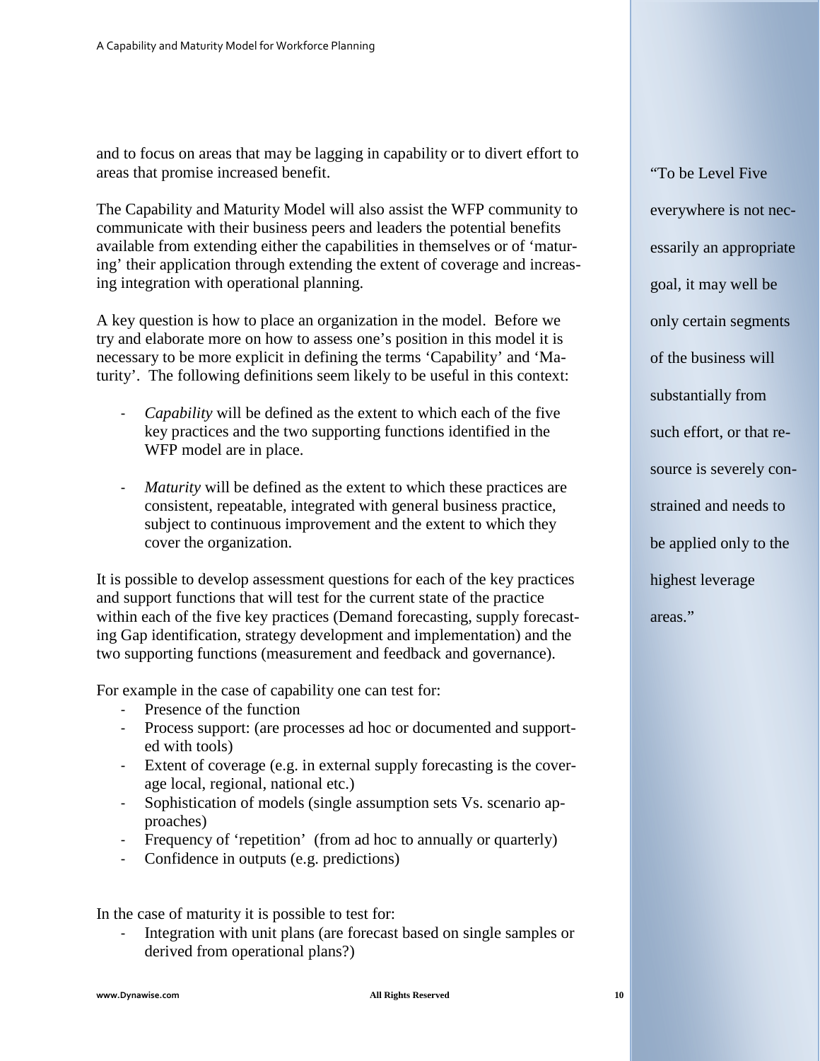and to focus on areas that may be lagging in capability or to divert effort to areas that promise increased benefit.

The Capability and Maturity Model will also assist the WFP community to communicate with their business peers and leaders the potential benefits available from extending either the capabilities in themselves or of 'maturing' their application through extending the extent of coverage and increasing integration with operational planning.

A key question is how to place an organization in the model. Before we try and elaborate more on how to assess one's position in this model it is necessary to be more explicit in defining the terms 'Capability' and 'Maturity'. The following definitions seem likely to be useful in this context:

- *Capability* will be defined as the extent to which each of the five key practices and the two supporting functions identified in the WFP model are in place.

- *Maturity* will be defined as the extent to which these practices are consistent, repeatable, integrated with general business practice, subject to continuous improvement and the extent to which they cover the organization.

It is possible to develop assessment questions for each of the key practices and support functions that will test for the current state of the practice within each of the five key practices (Demand forecasting, supply forecasting Gap identification, strategy development and implementation) and the two supporting functions (measurement and feedback and governance).

For example in the case of capability one can test for:

- Presence of the function
- Process support: (are processes ad hoc or documented and supported with tools)
- Extent of coverage (e.g. in external supply forecasting is the coverage local, regional, national etc.)
- Sophistication of models (single assumption sets Vs. scenario approaches)
- Frequency of 'repetition' (from ad hoc to annually or quarterly)
- Confidence in outputs (e.g. predictions)

In the case of maturity it is possible to test for:

- Integration with unit plans (are forecast based on single samples or derived from operational plans?)

"To be Level Five everywhere is not necessarily an appropriate goal, it may well be only certain segments of the business will substantially from such effort, or that resource is severely constrained and needs to be applied only to the highest leverage areas."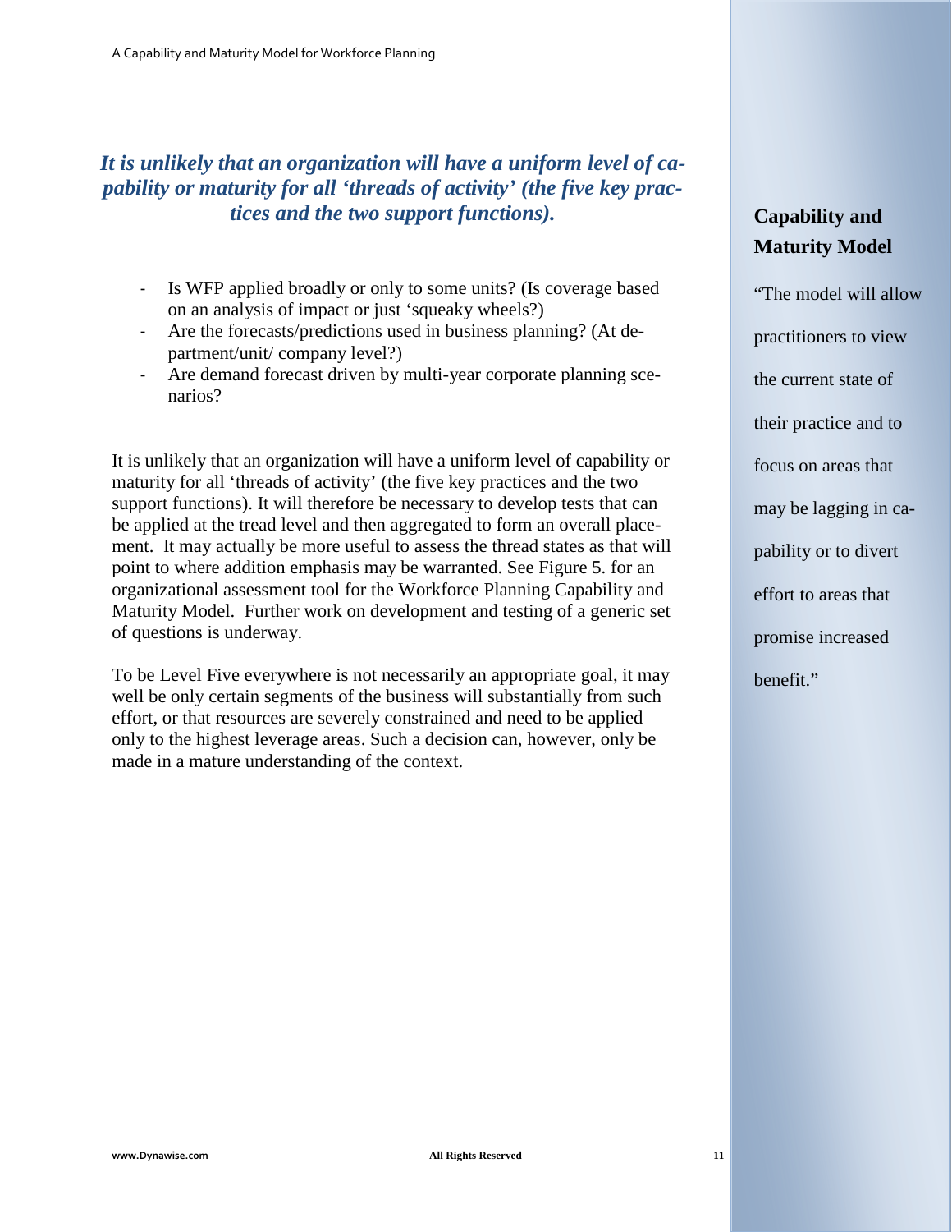***It is unlikely that an organization will have a uniform level of capability or maturity for all 'threads of activity' (the five key practices and the two support functions).***

- Is WFP applied broadly or only to some units? (Is coverage based on an analysis of impact or just 'squeaky wheels?)
- Are the forecasts/predictions used in business planning? (At department/unit/ company level?)
- Are demand forecast driven by multi-year corporate planning scenarios?

It is unlikely that an organization will have a uniform level of capability or maturity for all 'threads of activity' (the five key practices and the two support functions). It will therefore be necessary to develop tests that can be applied at the tread level and then aggregated to form an overall placement. It may actually be more useful to assess the thread states as that will point to where addition emphasis may be warranted. See Figure 5. for an organizational assessment tool for the Workforce Planning Capability and Maturity Model. Further work on development and testing of a generic set of questions is underway.

To be Level Five everywhere is not necessarily an appropriate goal, it may well be only certain segments of the business will substantially from such effort, or that resources are severely constrained and need to be applied only to the highest leverage areas. Such a decision can, however, only be made in a mature understanding of the context.

**Capability and Maturity Model**

"The model will allow practitioners to view the current state of their practice and to focus on areas that may be lagging in capability or to divert effort to areas that promise increased benefit."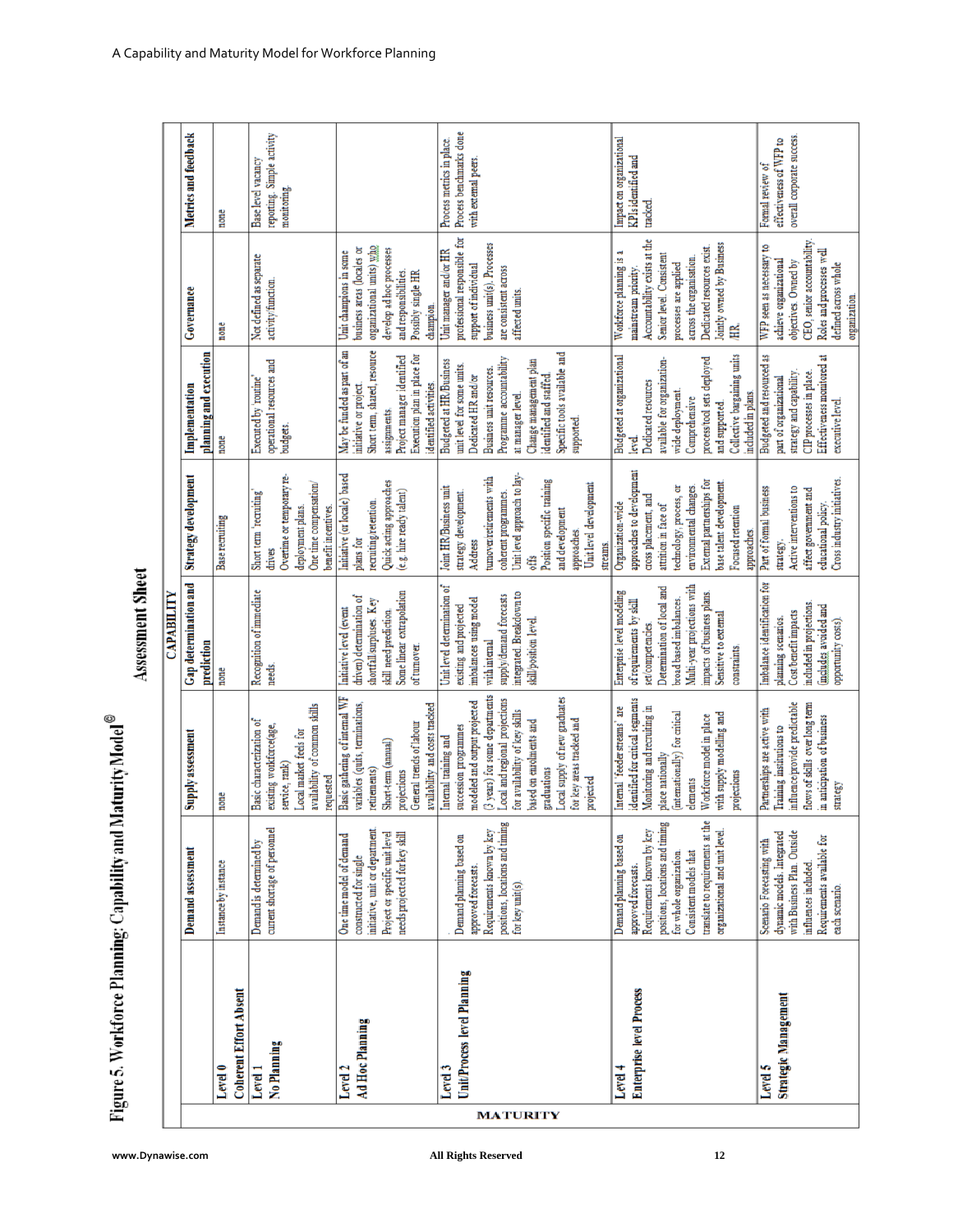# Figure 5. Workforce Planning: Capability and Maturity Model©

## Assessment Sheet

| MATURITY | CAPABILITY | | | | | | |
|---|---|---|---|---|---|---|---|
| | **Demand assessment** | **Supply assessment** | **Gap determination and prediction** | **Strategy development** | **Implementation planning and execution** | **Governance** | **Metrics and feedback** |
| **Level 0 Coherent Effort Absent** | Instance by instance | none | none | Base recruiting | none | none | none |
| **Level 1 No Planning** | Demand is determined by current shortage of personnel | Basic characterization of existing workforce(age, service, rank) Local market feeds for availability of common skills requested | Recognition of immediate needs. | Short term 'recruiting' drives Overtime or temporary re-deployment plans. One time compensation/ benefit incentives. | Executed by 'routine' operational resources and budgets. | Not defined as separate activity/function. | Base level vacancy reporting. Simple activity monitoring. |
| **Level 2 Ad Hoc Planning** | One time model of demand constructed for single initiative, unit or department. Project or specific unit level needs projected for key skill | Basic gathering of internal WF variables (quits, terminations, retirements) Short-term (annual) projections General trends of labour availability and costs tracked | Initiative level (event driven) determination of shortfall/surpluses. Key skill need prediction. Some linear extrapolation of turnover. | Initiative (or locale) based plans for recruiting/retention. Quick acting approaches (e.g. hire ready talent) | May be funded as part of an initiative or project. Short term, shared, resource assignments. Project manager identified Execution plan in place for identified activities | Unit champions in some business areas (locales or organizational units) who develop ad hoc processes and responsibilities. Possibly single HR champion. | |
| **Level 3 Unit/Process level Planning** | Demand planning based on approved forecasts. Requirements known by key positions, locations and timing for key unit(s). | Internal training and succession programmes modeled and output projected (3 years) for some departments Local and regional projections for availability of key skills based on enrolments and graduations Local supply of new graduates for key areas tracked and projected | Unit level determination of existing and projected imbalances using model with internal supply/demand forecasts integrated. Breakdown to skill/position level. | Joint HR/Business unit strategy development. Address turnover/retirements with coherent programmes. Unit level approach to lay-offs Position specific training and development approaches Unit level development streams. | Budgeted at HR/Business unit level for some units. Dedicated HR and/or Business unit resources. Programme accountability at manager level. Change management plan identified and staffed. Specific tools available and supported. | Unit manager and/or HR professional responsible for support of individual business unit(s). Processes are consistent across affected units. | Process metrics in place. Process benchmarks done with external peers. |
| **Level 4 Enterprise level Process** | Demand planning based on approved forecasts. Requirements known by key positions, locations and timing for whole organization. Consistent models that translate to requirements at the organizational and unit level. | Internal 'feeder streams' are identified for critical segments Monitoring and recruiting in place nationally (internationally) for critical elements Workforce model in place with supply modelling and projections | Enterprise level modeling of requirements by skill set/competencies Determination of local and broad based imbalances. Multi-year projections with impacts of business plans. Sensitive to external constraints. | Organization-wide approaches to development cross placement, and attrition in face of technology, process, or environmental changes. External partnerships for base talent development Focused retention approaches. | Budgeted at organizational level. Dedicated resources available for organization-wide deployment. Comprehensive process/tool sets deployed and supported. Collective bargaining units included in plans. | Workforce planning is a mainstream priority. Accountability exists at the Senior level. Consistent processes are applied across the organization. Dedicated resources exist. Jointly owned by Business /HR. | Impact on organizational KPIs identified and tracked. |
| **Level 5 Strategic Management** | Scenario Forecasting with dynamic models. Integrated with Business Plan. Outside influences included. Requirements available for each scenario. | Partnerships are active with Training institutions to influence/provide predictable flows of skills over long term in anticipation of business strategy | Imbalance identification for planning scenarios. Cost/benefit impacts included in projections (includes avoided and opportunity costs). | Part of formal business strategy. Active interventions to affect government and educational policy. Cross industry initiatives. | Budgeted and resourced as part of organizational strategy and capability. CIP processes in place. Effectiveness monitored at executive level. | WFP seen as necessary to achieve organizational objectives. Owned by CEO; senior accountability. Roles and processes well defined across whole organization. | Formal review of effectiveness of WFP to overall corporate success. |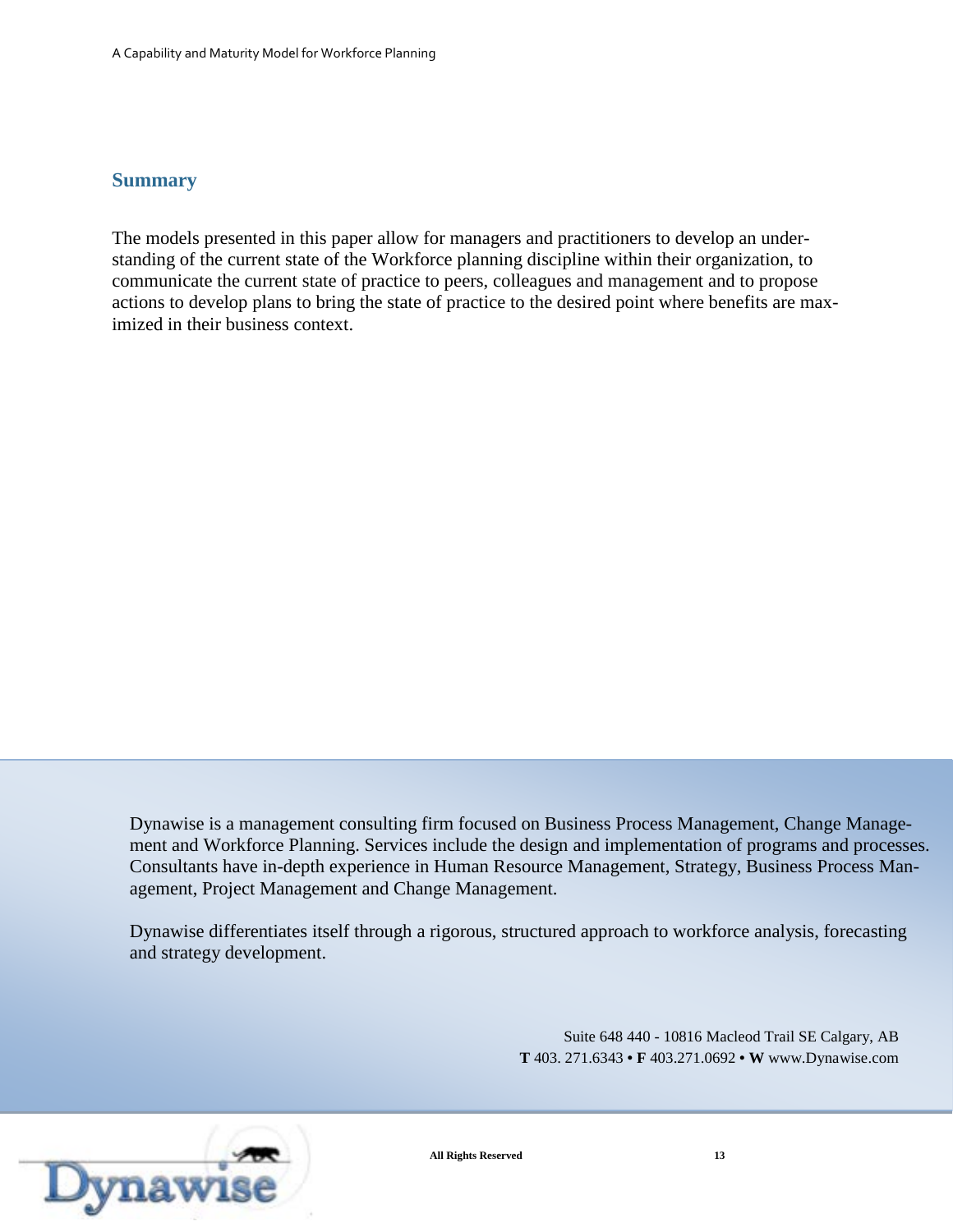## Summary

The models presented in this paper allow for managers and practitioners to develop an understanding of the current state of the Workforce planning discipline within their organization, to communicate the current state of practice to peers, colleagues and management and to propose actions to develop plans to bring the state of practice to the desired point where benefits are maximized in their business context.

Dynawise is a management consulting firm focused on Business Process Management, Change Management and Workforce Planning. Services include the design and implementation of programs and processes. Consultants have in-depth experience in Human Resource Management, Strategy, Business Process Management, Project Management and Change Management.

Dynawise differentiates itself through a rigorous, structured approach to workforce analysis, forecasting and strategy development.

Suite 648 440 - 10816 Macleod Trail SE Calgary, AB
**T** 403. 271.6343 • **F** 403.271.0692 • **W** www.Dynawise.com

All Rights Reserved